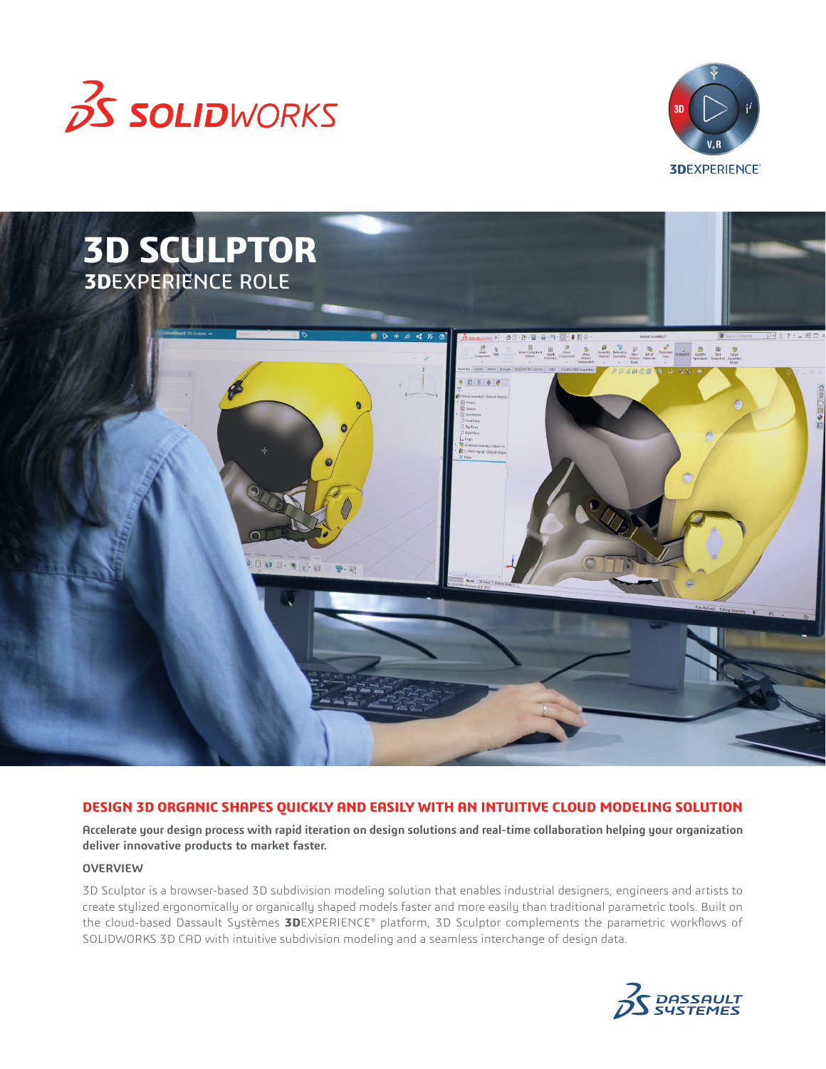# 3D SCULPTOR

## 3DEXPERIENCE ROLE

### DESIGN 3D ORGANIC SHAPES QUICKLY AND EASILY WITH AN INTUITIVE CLOUD MODELING SOLUTION

**Accelerate your design process with rapid iteration on design solutions and real-time collaboration helping your organization deliver innovative products to market faster.**

#### OVERVIEW

3D Sculptor is a browser-based 3D subdivision modeling solution that enables industrial designers, engineers and artists to create stylized ergonomically or organically shaped models faster and more easily than traditional parametric tools. Built on the cloud-based Dassault Systèmes **3D**EXPERIENCE® platform, 3D Sculptor complements the parametric workflows of SOLIDWORKS 3D CAD with intuitive subdivision modeling and a seamless interchange of design data.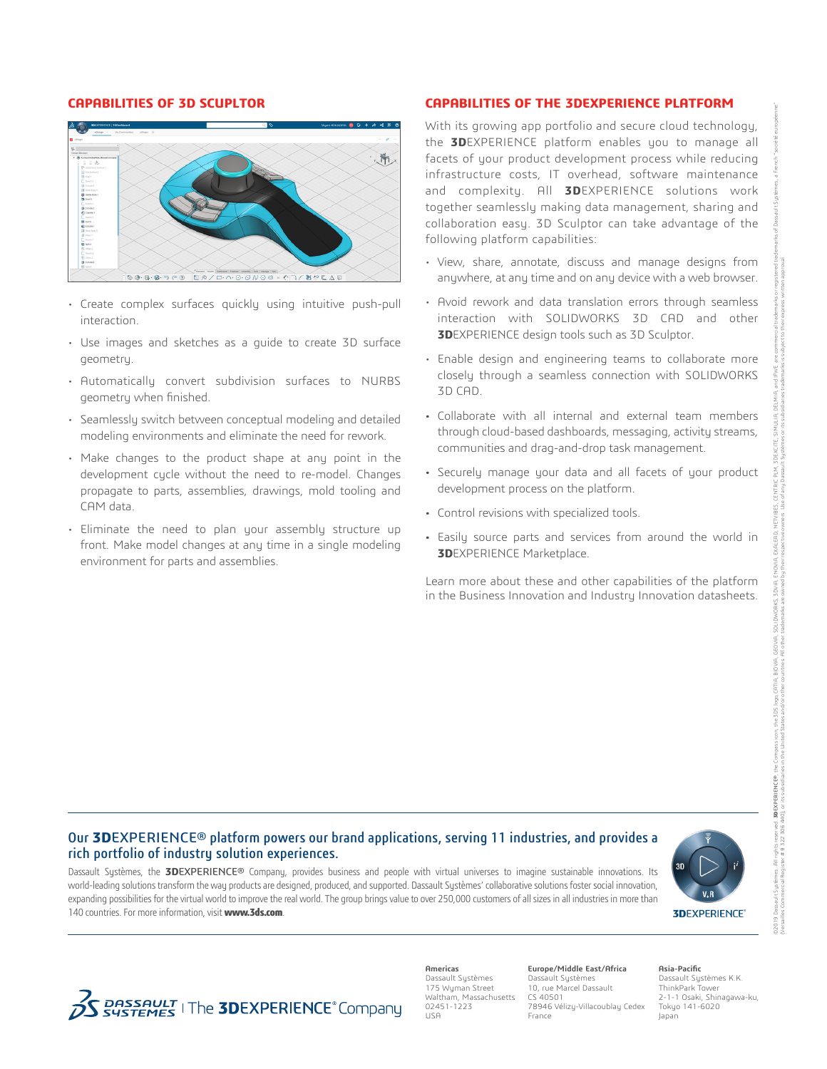## CAPABILITIES OF 3D SCULPTOR

- Create complex surfaces quickly using intuitive push-pull interaction.
- Use images and sketches as a guide to create 3D surface geometry.
- Automatically convert subdivision surfaces to NURBS geometry when finished.
- Seamlessly switch between conceptual modeling and detailed modeling environments and eliminate the need for rework.
- Make changes to the product shape at any point in the development cycle without the need to re-model. Changes propagate to parts, assemblies, drawings, mold tooling and CAM data.
- Eliminate the need to plan your assembly structure up front. Make model changes at any time in a single modeling environment for parts and assemblies.

## CAPABILITIES OF THE 3DEXPERIENCE PLATFORM

With its growing app portfolio and secure cloud technology, the **3D**EXPERIENCE platform enables you to manage all facets of your product development process while reducing infrastructure costs, IT overhead, software maintenance and complexity. All **3D**EXPERIENCE solutions work together seamlessly making data management, sharing and collaboration easy. 3D Sculptor can take advantage of the following platform capabilities:

- View, share, annotate, discuss and manage designs from anywhere, at any time and on any device with a web browser.
- Avoid rework and data translation errors through seamless interaction with SOLIDWORKS 3D CAD and other **3D**EXPERIENCE design tools such as 3D Sculptor.
- Enable design and engineering teams to collaborate more closely through a seamless connection with SOLIDWORKS 3D CAD.
- Collaborate with all internal and external team members through cloud-based dashboards, messaging, activity streams, communities and drag-and-drop task management.
- Securely manage your data and all facets of your product development process on the platform.
- Control revisions with specialized tools.
- Easily source parts and services from around the world in **3D**EXPERIENCE Marketplace.

Learn more about these and other capabilities of the platform in the Business Innovation and Industry Innovation datasheets.

### Our 3DEXPERIENCE® platform powers our brand applications, serving 11 industries, and provides a rich portfolio of industry solution experiences.

Dassault Systèmes, the **3D**EXPERIENCE® Company, provides business and people with virtual universes to imagine sustainable innovations. Its world-leading solutions transform the way products are designed, produced, and supported. Dassault Systèmes' collaborative solutions foster social innovation, expanding possibilities for the virtual world to improve the real world. The group brings value to over 250,000 customers of all sizes in all industries in more than 140 countries. For more information, visit **www.3ds.com**.

**3D**EXPERIENCE®

DASSAULT SYSTEMES | The **3D**EXPERIENCE® Company

**Americas**
Dassault Systèmes
175 Wyman Street
Waltham, Massachusetts
02451-1223
USA

**Europe/Middle East/Africa**
Dassault Systèmes
10, rue Marcel Dassault
CS 40501
78946 Vélizy-Villacoublay Cedex
France

**Asia-Pacific**
Dassault Systèmes K.K.
ThinkPark Tower
2-1-1 Osaki, Shinagawa-ku,
Tokyo 141-6020
Japan

©2019 Dassault Systèmes. All rights reserved. 3DEXPERIENCE®, the Compass icon, the 3DS logo, CATIA, BIOVIA, GEOVIA, SOLIDWORKS, 3DVIA, ENOVIA, EXALEAD, NETVIBES, CENTRIC PLM, 3DEXCITE, SIMULIA, DELMIA, and IFWE are commercial trademarks or registered trademarks of Dassault Systèmes, a French "société européenne" (Versailles Commercial Register # B 322 306 440), or its subsidiaries in the United States and/or other countries. All other trademarks are owned by their respective owners. Use of any Dassault Systèmes or its subsidiaries trademarks is subject to their express written approval.